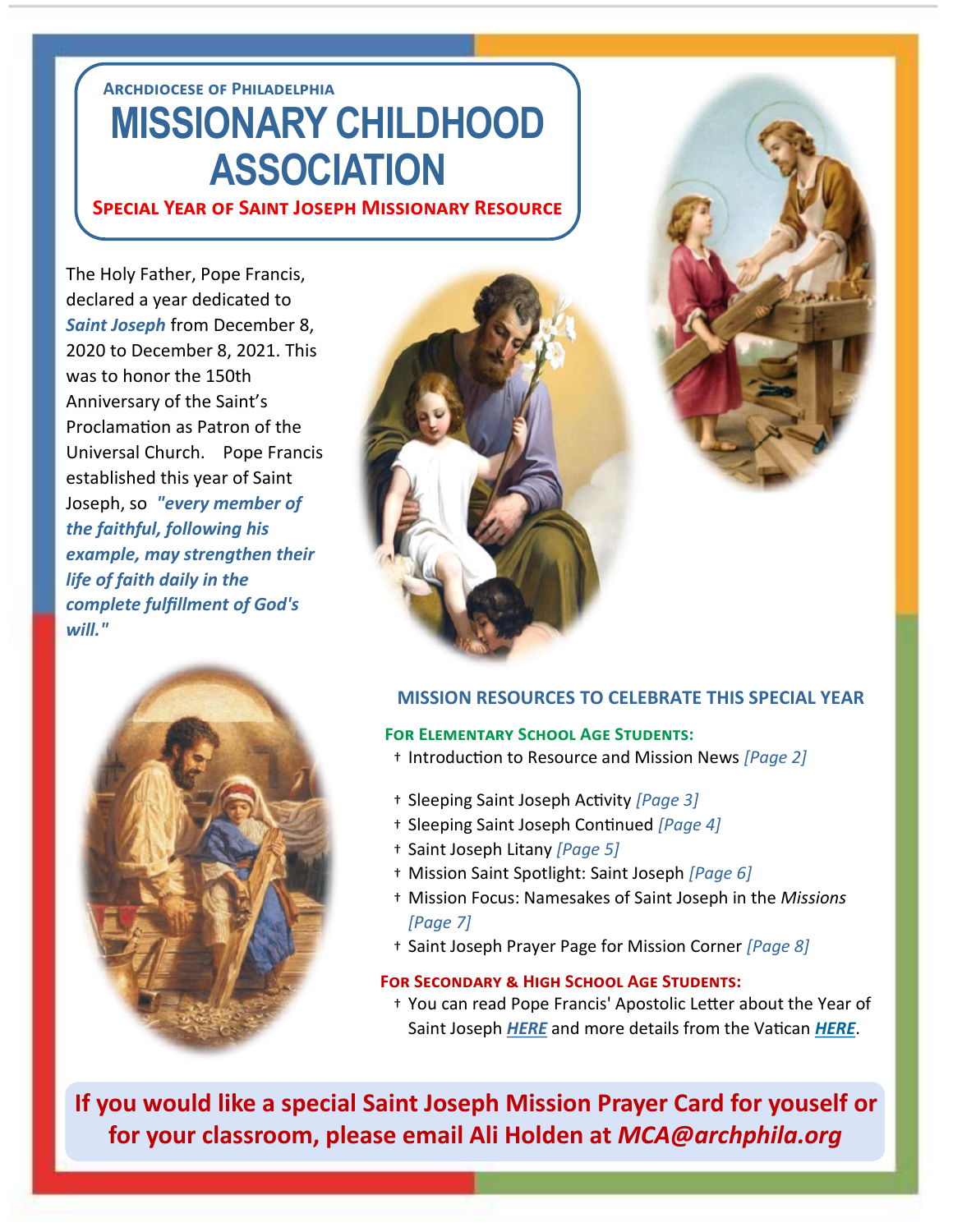### Archdiocese of Philadelphia

# MISSIONARY CHILDHOOD ASSOCIATION

**Special Year of Saint Joseph Missionary Resource**

The Holy Father, Pope Francis, declared a year dedicated to ***Saint Joseph*** from December 8, 2020 to December 8, 2021. This was to honor the 150th Anniversary of the Saint's Proclamation as Patron of the Universal Church. Pope Francis established this year of Saint Joseph, so ***"every member of the faithful, following his example, may strengthen their life of faith daily in the complete fulfillment of God's will."***

## MISSION RESOURCES TO CELEBRATE THIS SPECIAL YEAR

**For Elementary School Age Students:**

- † Introduction to Resource and Mission News *[Page 2]*
- † Sleeping Saint Joseph Activity *[Page 3]*
- † Sleeping Saint Joseph Continued *[Page 4]*
- † Saint Joseph Litany *[Page 5]*
- † Mission Saint Spotlight: Saint Joseph *[Page 6]*
- † Mission Focus: Namesakes of Saint Joseph in the *Missions* *[Page 7]*
- † Saint Joseph Prayer Page for Mission Corner *[Page 8]*

**For Secondary & High School Age Students:**

- † You can read Pope Francis' Apostolic Letter about the Year of Saint Joseph ***HERE*** and more details from the Vatican ***HERE***.

**If you would like a special Saint Joseph Mission Prayer Card for youself or for your classroom, please email Ali Holden at *MCA@archphila.org***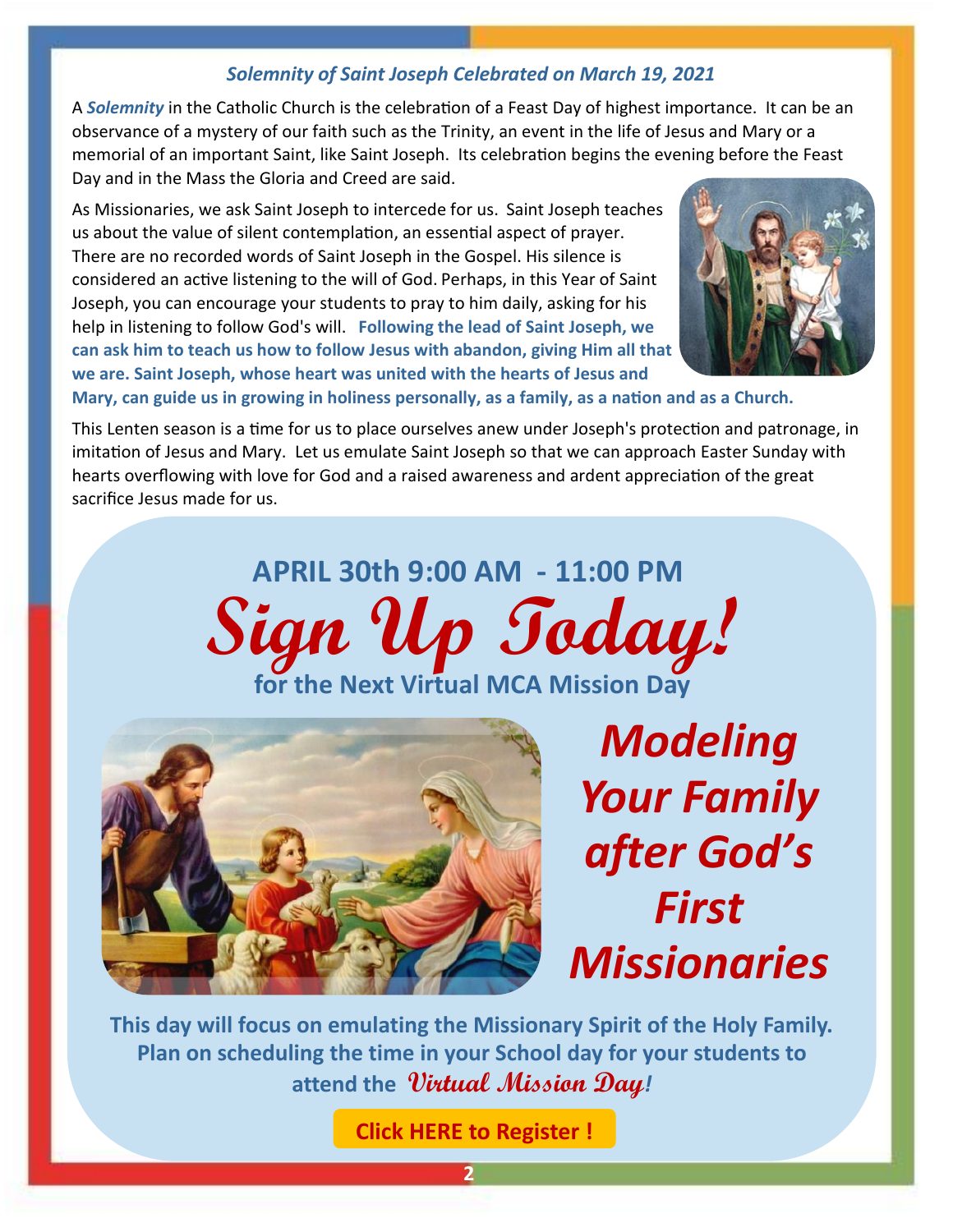### *Solemnity of Saint Joseph Celebrated on March 19, 2021*

A ***Solemnity*** in the Catholic Church is the celebration of a Feast Day of highest importance. It can be an observance of a mystery of our faith such as the Trinity, an event in the life of Jesus and Mary or a memorial of an important Saint, like Saint Joseph. Its celebration begins the evening before the Feast Day and in the Mass the Gloria and Creed are said.

As Missionaries, we ask Saint Joseph to intercede for us. Saint Joseph teaches us about the value of silent contemplation, an essential aspect of prayer. There are no recorded words of Saint Joseph in the Gospel. His silence is considered an active listening to the will of God. Perhaps, in this Year of Saint Joseph, you can encourage your students to pray to him daily, asking for his help in listening to follow God's will. **Following the lead of Saint Joseph, we can ask him to teach us how to follow Jesus with abandon, giving Him all that we are. Saint Joseph, whose heart was united with the hearts of Jesus and Mary, can guide us in growing in holiness personally, as a family, as a nation and as a Church.**

This Lenten season is a time for us to place ourselves anew under Joseph's protection and patronage, in imitation of Jesus and Mary. Let us emulate Saint Joseph so that we can approach Easter Sunday with hearts overflowing with love for God and a raised awareness and ardent appreciation of the great sacrifice Jesus made for us.

## APRIL 30th 9:00 AM - 11:00 PM

# *Sign Up Today!*

## for the Next Virtual MCA Mission Day

## *Modeling Your Family after God's First Missionaries*

**This day will focus on emulating the Missionary Spirit of the Holy Family. Plan on scheduling the time in your School day for your students to attend the *Virtual Mission Day!***

**Click HERE to Register !**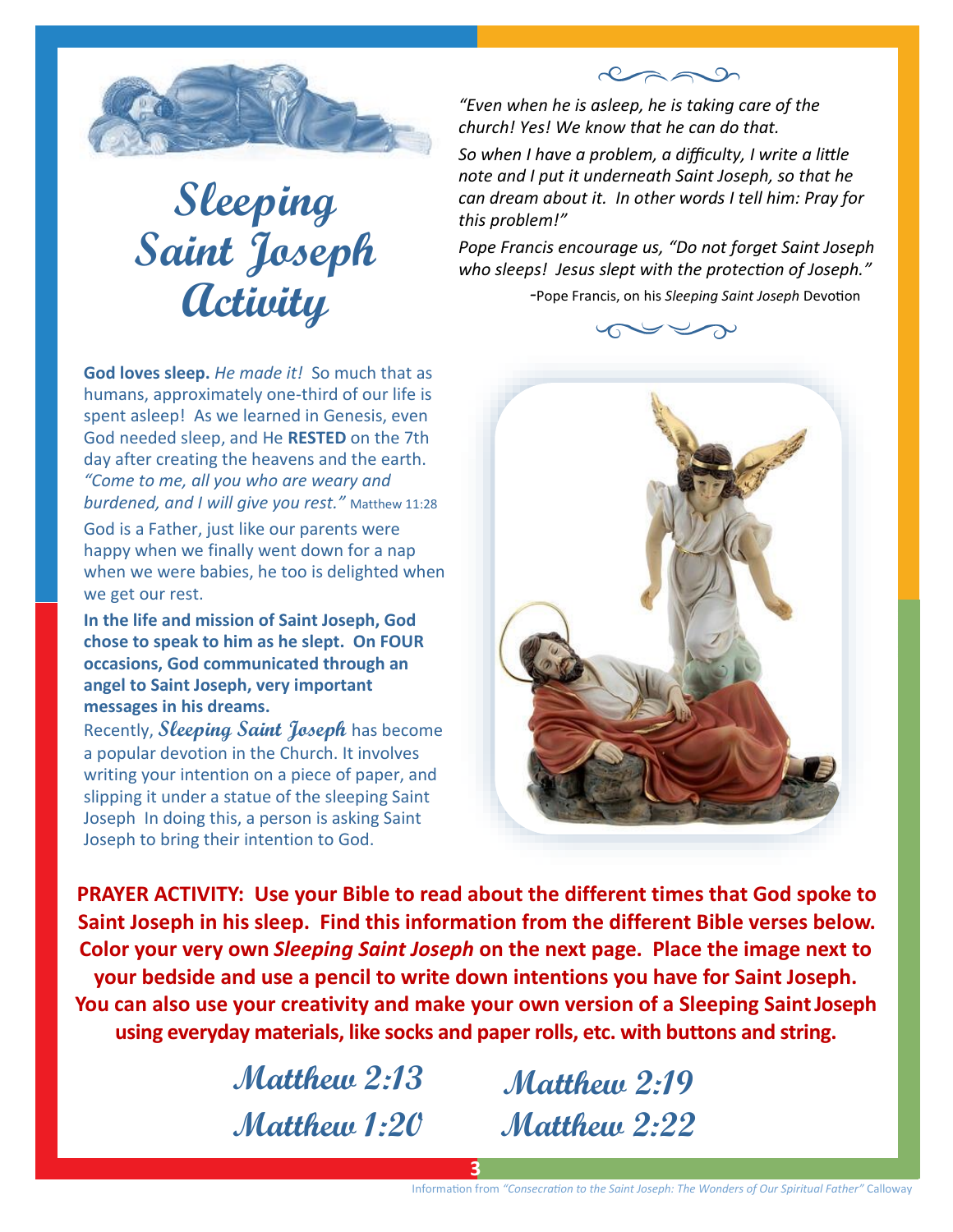# Sleeping Saint Joseph Activity

**God loves sleep.** *He made it!* So much that as humans, approximately one-third of our life is spent asleep! As we learned in Genesis, even God needed sleep, and He **RESTED** on the 7th day after creating the heavens and the earth. *"Come to me, all you who are weary and burdened, and I will give you rest."* Matthew 11:28

God is a Father, just like our parents were happy when we finally went down for a nap when we were babies, he too is delighted when we get our rest.

**In the life and mission of Saint Joseph, God chose to speak to him as he slept. On FOUR occasions, God communicated through an angel to Saint Joseph, very important messages in his dreams.**

Recently, ***Sleeping Saint Joseph*** has become a popular devotion in the Church. It involves writing your intention on a piece of paper, and slipping it under a statue of the sleeping Saint Joseph In doing this, a person is asking Saint Joseph to bring their intention to God.

*"Even when he is asleep, he is taking care of the church! Yes! We know that he can do that.*

*So when I have a problem, a difficulty, I write a little note and I put it underneath Saint Joseph, so that he can dream about it. In other words I tell him: Pray for this problem!"*

*Pope Francis encourage us, "Do not forget Saint Joseph who sleeps! Jesus slept with the protection of Joseph."*

-Pope Francis, on his *Sleeping Saint Joseph* Devotion

**PRAYER ACTIVITY: Use your Bible to read about the different times that God spoke to Saint Joseph in his sleep. Find this information from the different Bible verses below. Color your very own *Sleeping Saint Joseph* on the next page. Place the image next to your bedside and use a pencil to write down intentions you have for Saint Joseph. You can also use your creativity and make your own version of a Sleeping Saint Joseph using everyday materials, like socks and paper rolls, etc. with buttons and string.**

**Matthew 2:13** **Matthew 2:19**

**Matthew 1:20** **Matthew 2:22**

Information from *"Consecration to the Saint Joseph: The Wonders of Our Spiritual Father"* Calloway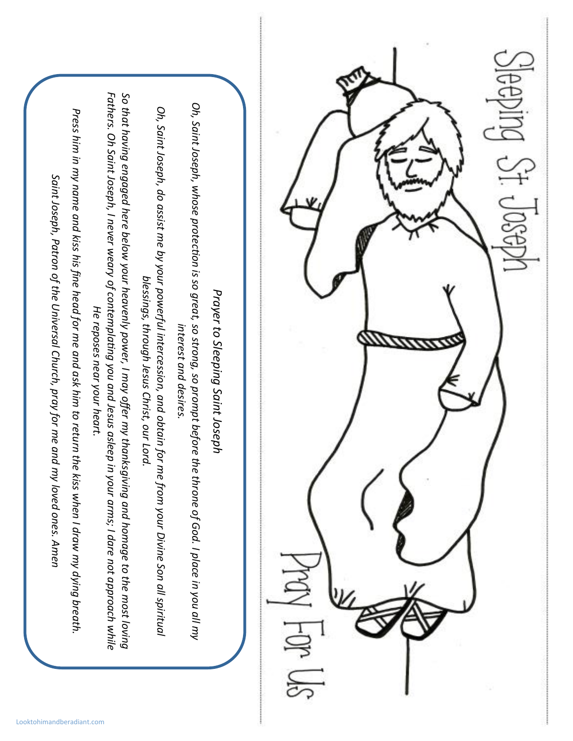# Sleeping St Joseph

## Pray For Us

### *Prayer to Sleeping Saint Joseph*

*Oh, Saint Joseph, whose protection is so great, so strong, so prompt before the throne of God. I place in you all my interest and desires.*

*Oh, Saint Joseph, do assist me by your powerful intercession, and obtain for me from your Divine Son all spiritual blessings, through Jesus Christ, our Lord.*

*So that having engaged here below your heavenly power, I may offer my thanksgiving and homage to the most loving Fathers. Oh Saint Joseph, I never weary of contemplating you and Jesus asleep in your arms; I dare not approach while He reposes near your heart.*

*Press him in my name and kiss his fine head for me and ask him to return the kiss when I draw my dying breath.*

*Saint Joseph, Patron of the Universal Church, pray for me and my loved ones. Amen*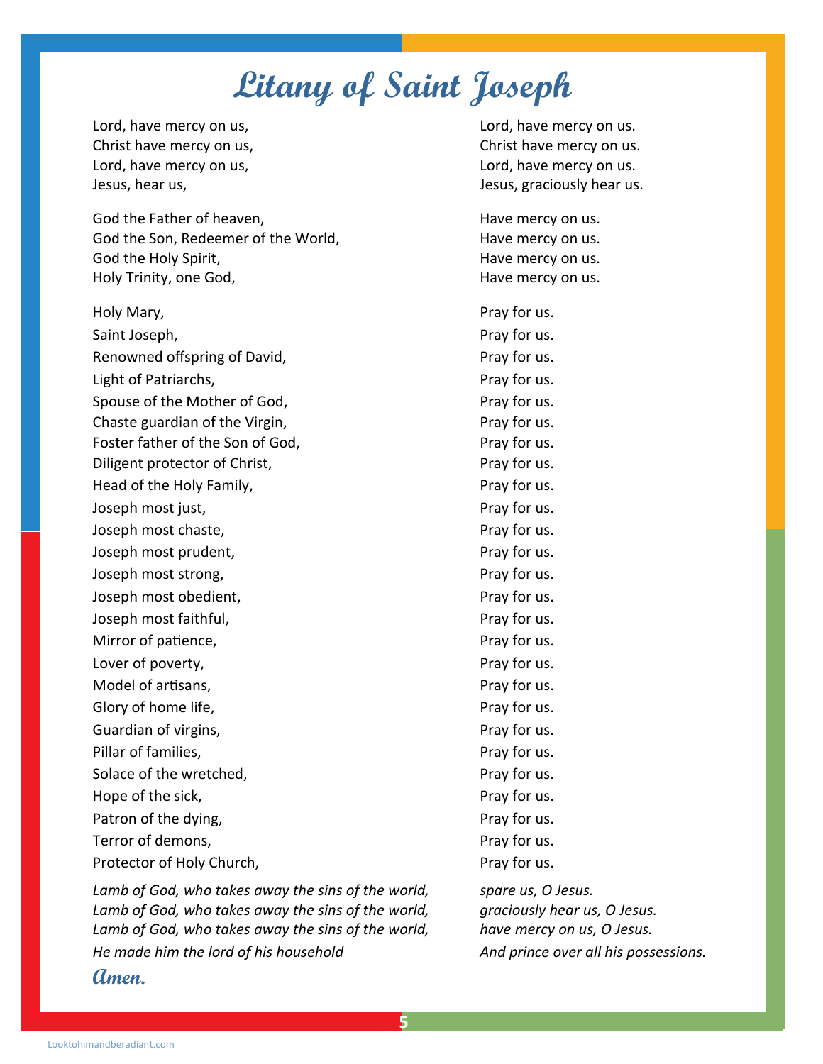# Litany of Saint Joseph

Lord, have mercy on us, Lord, have mercy on us.
Christ have mercy on us, Christ have mercy on us.
Lord, have mercy on us, Lord, have mercy on us.
Jesus, hear us, Jesus, graciously hear us.

God the Father of heaven, Have mercy on us.
God the Son, Redeemer of the World, Have mercy on us.
God the Holy Spirit, Have mercy on us.
Holy Trinity, one God, Have mercy on us.

Holy Mary, Pray for us.
Saint Joseph, Pray for us.
Renowned offspring of David, Pray for us.
Light of Patriarchs, Pray for us.
Spouse of the Mother of God, Pray for us.
Chaste guardian of the Virgin, Pray for us.
Foster father of the Son of God, Pray for us.
Diligent protector of Christ, Pray for us.
Head of the Holy Family, Pray for us.
Joseph most just, Pray for us.
Joseph most chaste, Pray for us.
Joseph most prudent, Pray for us.
Joseph most strong, Pray for us.
Joseph most obedient, Pray for us.
Joseph most faithful, Pray for us.
Mirror of patience, Pray for us.
Lover of poverty, Pray for us.
Model of artisans, Pray for us.
Glory of home life, Pray for us.
Guardian of virgins, Pray for us.
Pillar of families, Pray for us.
Solace of the wretched, Pray for us.
Hope of the sick, Pray for us.
Patron of the dying, Pray for us.
Terror of demons, Pray for us.
Protector of Holy Church, Pray for us.

*Lamb of God, who takes away the sins of the world, spare us, O Jesus.*
*Lamb of God, who takes away the sins of the world, graciously hear us, O Jesus.*
*Lamb of God, who takes away the sins of the world, have mercy on us, O Jesus.*
*He made him the lord of his household And prince over all his possessions.*

**Amen.**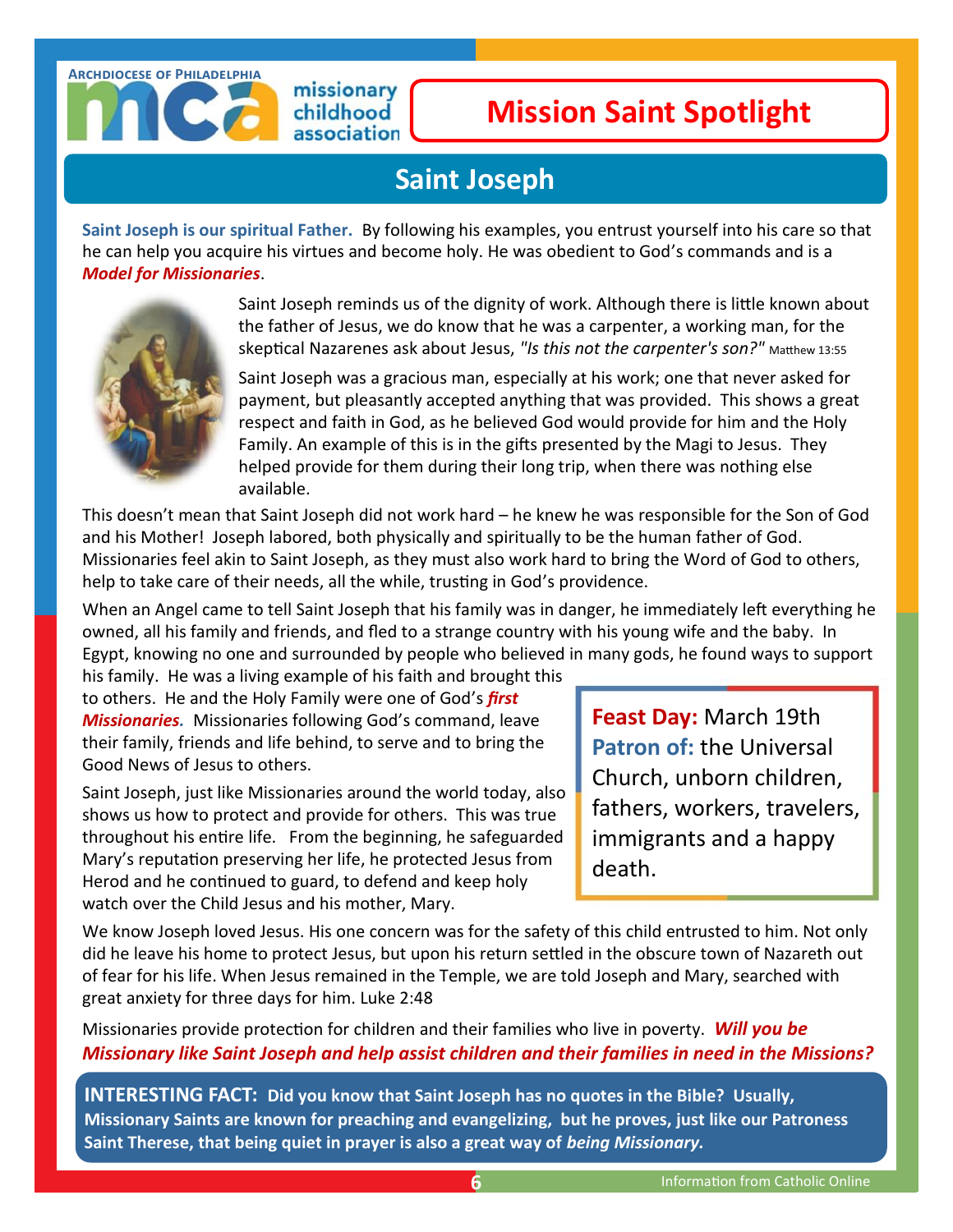ARCHDIOCESE OF PHILADELPHIA
mca missionary childhood association

# Mission Saint Spotlight

## Saint Joseph

**Saint Joseph is our spiritual Father.** By following his examples, you entrust yourself into his care so that he can help you acquire his virtues and become holy. He was obedient to God's commands and is a ***Model for Missionaries***.

Saint Joseph reminds us of the dignity of work. Although there is little known about the father of Jesus, we do know that he was a carpenter, a working man, for the skeptical Nazarenes ask about Jesus, *"Is this not the carpenter's son?"* Matthew 13:55

Saint Joseph was a gracious man, especially at his work; one that never asked for payment, but pleasantly accepted anything that was provided. This shows a great respect and faith in God, as he believed God would provide for him and the Holy Family. An example of this is in the gifts presented by the Magi to Jesus. They helped provide for them during their long trip, when there was nothing else available.

This doesn't mean that Saint Joseph did not work hard – he knew he was responsible for the Son of God and his Mother! Joseph labored, both physically and spiritually to be the human father of God. Missionaries feel akin to Saint Joseph, as they must also work hard to bring the Word of God to others, help to take care of their needs, all the while, trusting in God's providence.

When an Angel came to tell Saint Joseph that his family was in danger, he immediately left everything he owned, all his family and friends, and fled to a strange country with his young wife and the baby. In Egypt, knowing no one and surrounded by people who believed in many gods, he found ways to support his family. He was a living example of his faith and brought this to others. He and the Holy Family were one of God's ***first Missionaries.*** Missionaries following God's command, leave their family, friends and life behind, to serve and to bring the Good News of Jesus to others.

**Feast Day:** March 19th
**Patron of:** the Universal Church, unborn children, fathers, workers, travelers, immigrants and a happy death.

Saint Joseph, just like Missionaries around the world today, also shows us how to protect and provide for others. This was true throughout his entire life. From the beginning, he safeguarded Mary's reputation preserving her life, he protected Jesus from Herod and he continued to guard, to defend and keep holy watch over the Child Jesus and his mother, Mary.

We know Joseph loved Jesus. His one concern was for the safety of this child entrusted to him. Not only did he leave his home to protect Jesus, but upon his return settled in the obscure town of Nazareth out of fear for his life. When Jesus remained in the Temple, we are told Joseph and Mary, searched with great anxiety for three days for him. Luke 2:48

Missionaries provide protection for children and their families who live in poverty. ***Will you be Missionary like Saint Joseph and help assist children and their families in need in the Missions?***

**INTERESTING FACT: Did you know that Saint Joseph has no quotes in the Bible? Usually, Missionary Saints are known for preaching and evangelizing, but he proves, just like our Patroness Saint Therese, that being quiet in prayer is also a great way of *being Missionary.***

Information from Catholic Online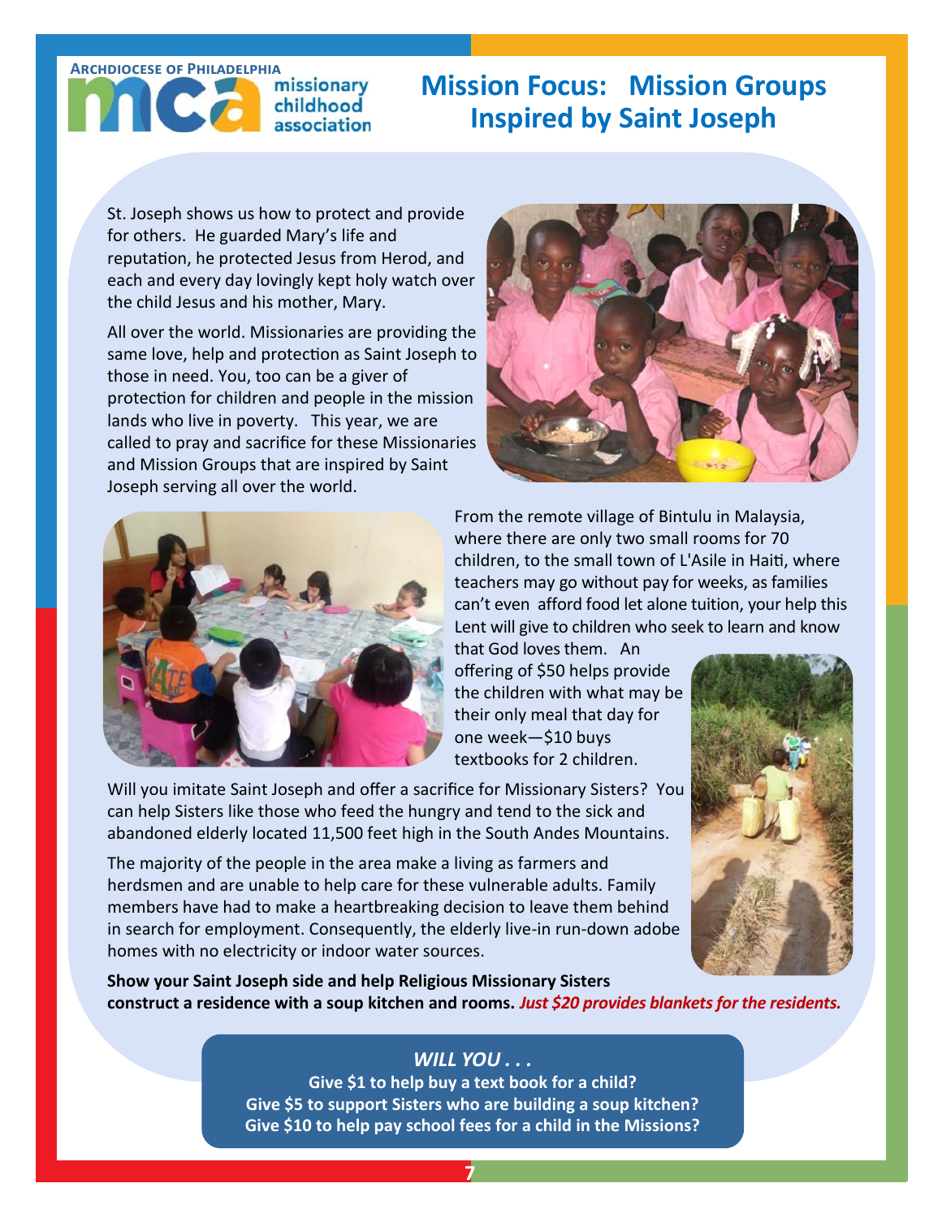Archdiocese of Philadelphia
missionary childhood association

# Mission Focus: Mission Groups Inspired by Saint Joseph

St. Joseph shows us how to protect and provide for others. He guarded Mary's life and reputation, he protected Jesus from Herod, and each and every day lovingly kept holy watch over the child Jesus and his mother, Mary.

All over the world. Missionaries are providing the same love, help and protection as Saint Joseph to those in need. You, too can be a giver of protection for children and people in the mission lands who live in poverty. This year, we are called to pray and sacrifice for these Missionaries and Mission Groups that are inspired by Saint Joseph serving all over the world.

From the remote village of Bintulu in Malaysia, where there are only two small rooms for 70 children, to the small town of L'Asile in Haiti, where teachers may go without pay for weeks, as families can't even afford food let alone tuition, your help this Lent will give to children who seek to learn and know that God loves them. An offering of $50 helps provide the children with what may be their only meal that day for one week—$10 buys textbooks for 2 children.

Will you imitate Saint Joseph and offer a sacrifice for Missionary Sisters? You can help Sisters like those who feed the hungry and tend to the sick and abandoned elderly located 11,500 feet high in the South Andes Mountains.

The majority of the people in the area make a living as farmers and herdsmen and are unable to help care for these vulnerable adults. Family members have had to make a heartbreaking decision to leave them behind in search for employment. Consequently, the elderly live-in run-down adobe homes with no electricity or indoor water sources.

**Show your Saint Joseph side and help Religious Missionary Sisters construct a residence with a soup kitchen and rooms.** ***Just $20 provides blankets for the residents.***

***WILL YOU . . .***

**Give $1 to help buy a text book for a child?**
**Give $5 to support Sisters who are building a soup kitchen?**
**Give $10 to help pay school fees for a child in the Missions?**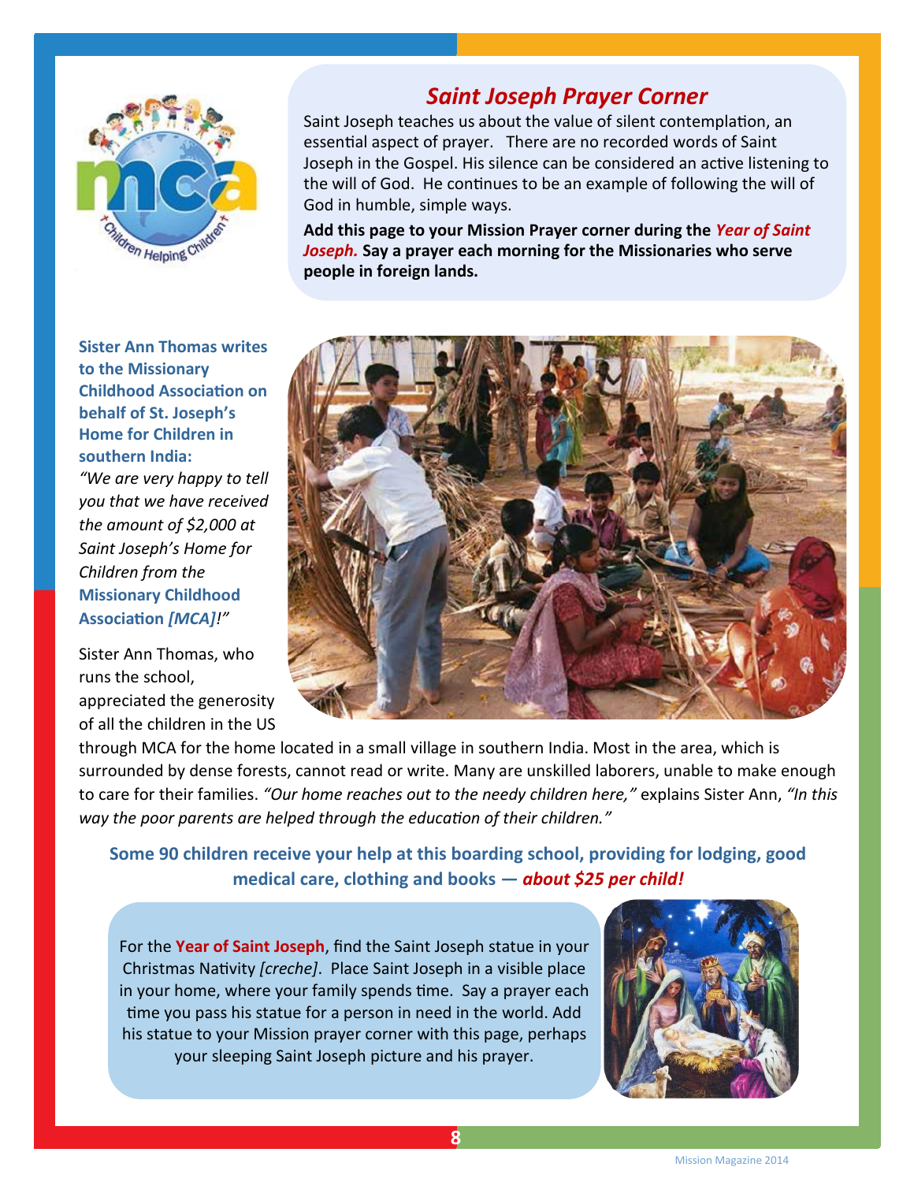## *Saint Joseph Prayer Corner*

Saint Joseph teaches us about the value of silent contemplation, an essential aspect of prayer. There are no recorded words of Saint Joseph in the Gospel. His silence can be considered an active listening to the will of God. He continues to be an example of following the will of God in humble, simple ways.

**Add this page to your Mission Prayer corner during the *Year of Saint Joseph.* Say a prayer each morning for the Missionaries who serve people in foreign lands.**

**Sister Ann Thomas writes to the Missionary Childhood Association on behalf of St. Joseph's Home for Children in southern India:**

*"We are very happy to tell you that we have received the amount of $2,000 at Saint Joseph's Home for Children from the* ***Missionary Childhood Association [MCA]****!"*

Sister Ann Thomas, who runs the school, appreciated the generosity of all the children in the US through MCA for the home located in a small village in southern India. Most in the area, which is surrounded by dense forests, cannot read or write. Many are unskilled laborers, unable to make enough to care for their families. *"Our home reaches out to the needy children here,"* explains Sister Ann, *"In this way the poor parents are helped through the education of their children."*

**Some 90 children receive your help at this boarding school, providing for lodging, good medical care, clothing and books — *about $25 per child!***

For the **Year of Saint Joseph**, find the Saint Joseph statue in your Christmas Nativity *[creche]*. Place Saint Joseph in a visible place in your home, where your family spends time. Say a prayer each time you pass his statue for a person in need in the world. Add his statue to your Mission prayer corner with this page, perhaps your sleeping Saint Joseph picture and his prayer.